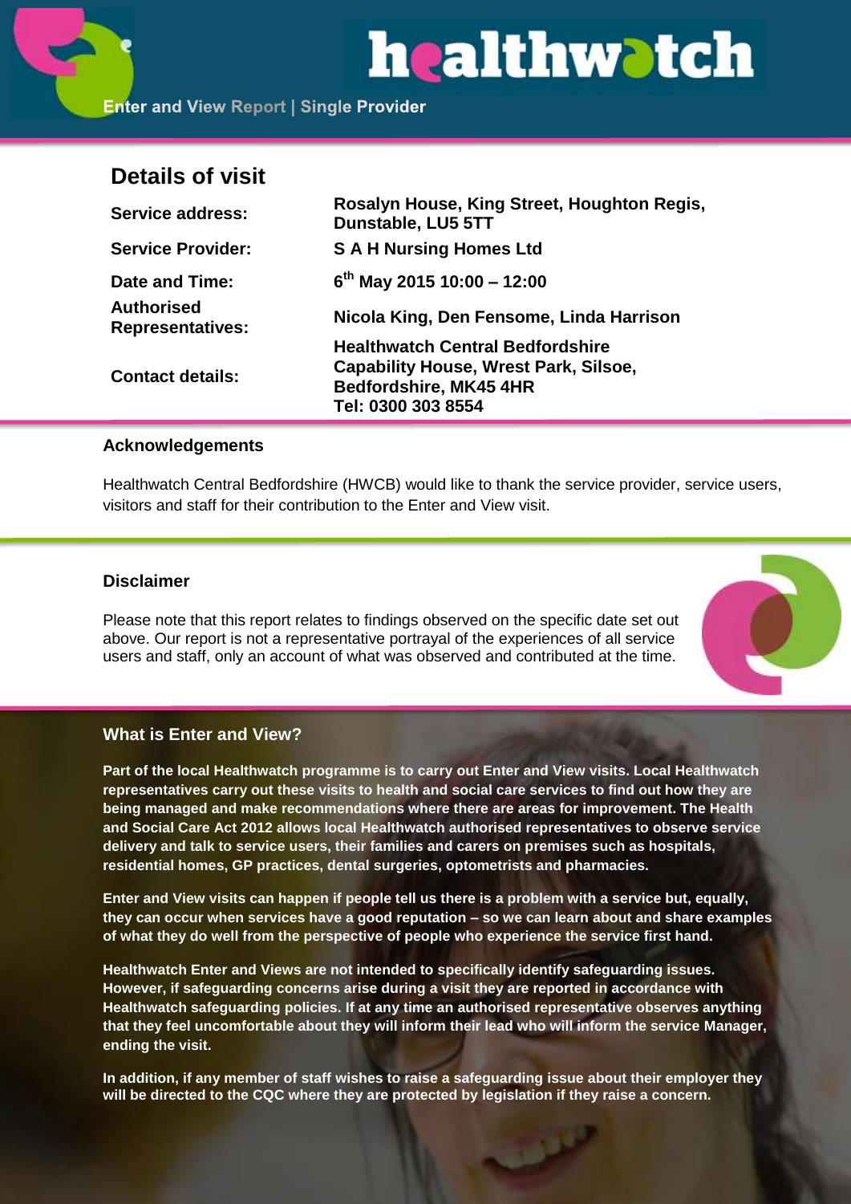# healthwatch

Enter and View Report | Single Provider

## Details of visit

| | |
|---|---|
| **Service address:** | **Rosalyn House, King Street, Houghton Regis, Dunstable, LU5 5TT** |
| **Service Provider:** | **S A H Nursing Homes Ltd** |
| **Date and Time:** | **6th May 2015 10:00 – 12:00** |
| **Authorised Representatives:** | **Nicola King, Den Fensome, Linda Harrison** |
| **Contact details:** | **Healthwatch Central Bedfordshire Capability House, Wrest Park, Silsoe, Bedfordshire, MK45 4HR Tel: 0300 303 8554** |

### Acknowledgements

Healthwatch Central Bedfordshire (HWCB) would like to thank the service provider, service users, visitors and staff for their contribution to the Enter and View visit.

### Disclaimer

Please note that this report relates to findings observed on the specific date set out above. Our report is not a representative portrayal of the experiences of all service users and staff, only an account of what was observed and contributed at the time.

### What is Enter and View?

**Part of the local Healthwatch programme is to carry out Enter and View visits. Local Healthwatch representatives carry out these visits to health and social care services to find out how they are being managed and make recommendations where there are areas for improvement. The Health and Social Care Act 2012 allows local Healthwatch authorised representatives to observe service delivery and talk to service users, their families and carers on premises such as hospitals, residential homes, GP practices, dental surgeries, optometrists and pharmacies.**

**Enter and View visits can happen if people tell us there is a problem with a service but, equally, they can occur when services have a good reputation – so we can learn about and share examples of what they do well from the perspective of people who experience the service first hand.**

**Healthwatch Enter and Views are not intended to specifically identify safeguarding issues. However, if safeguarding concerns arise during a visit they are reported in accordance with Healthwatch safeguarding policies. If at any time an authorised representative observes anything that they feel uncomfortable about they will inform their lead who will inform the service Manager, ending the visit.**

**In addition, if any member of staff wishes to raise a safeguarding issue about their employer they will be directed to the CQC where they are protected by legislation if they raise a concern.**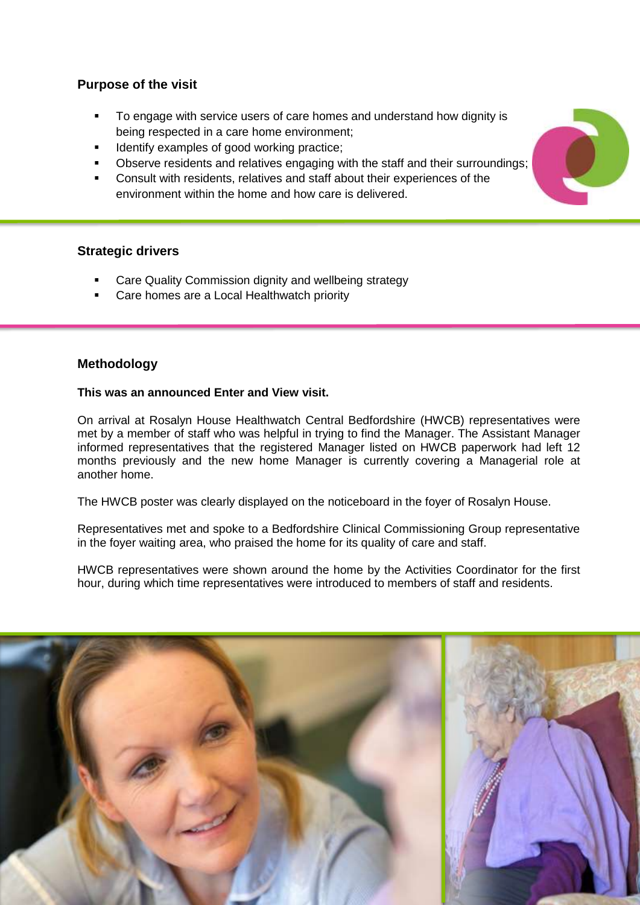## Purpose of the visit

- To engage with service users of care homes and understand how dignity is being respected in a care home environment;
- Identify examples of good working practice;
- Observe residents and relatives engaging with the staff and their surroundings;
- Consult with residents, relatives and staff about their experiences of the environment within the home and how care is delivered.

## Strategic drivers

- Care Quality Commission dignity and wellbeing strategy
- Care homes are a Local Healthwatch priority

## Methodology

**This was an announced Enter and View visit.**

On arrival at Rosalyn House Healthwatch Central Bedfordshire (HWCB) representatives were met by a member of staff who was helpful in trying to find the Manager. The Assistant Manager informed representatives that the registered Manager listed on HWCB paperwork had left 12 months previously and the new home Manager is currently covering a Managerial role at another home.

The HWCB poster was clearly displayed on the noticeboard in the foyer of Rosalyn House.

Representatives met and spoke to a Bedfordshire Clinical Commissioning Group representative in the foyer waiting area, who praised the home for its quality of care and staff.

HWCB representatives were shown around the home by the Activities Coordinator for the first hour, during which time representatives were introduced to members of staff and residents.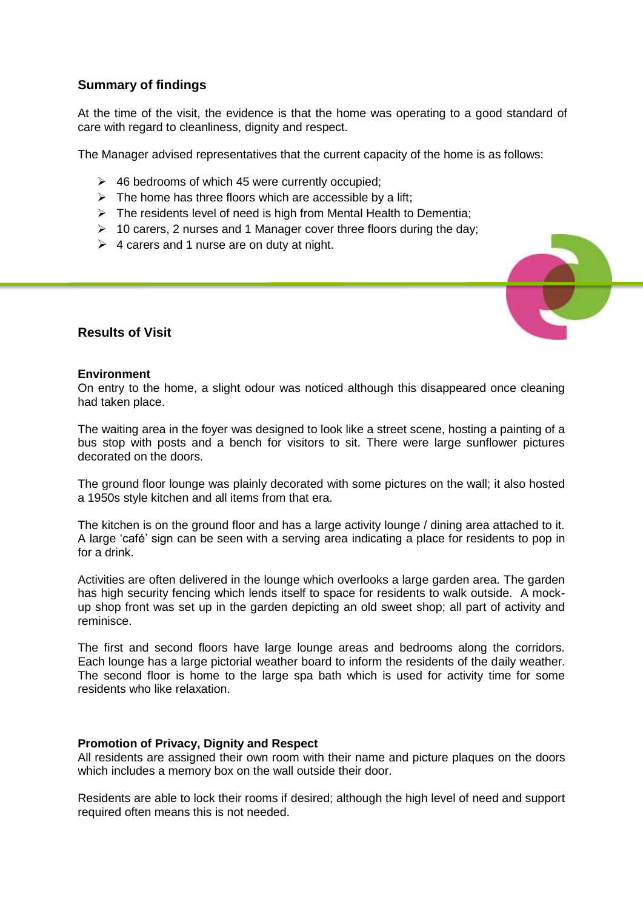## Summary of findings

At the time of the visit, the evidence is that the home was operating to a good standard of care with regard to cleanliness, dignity and respect.

The Manager advised representatives that the current capacity of the home is as follows:

- 46 bedrooms of which 45 were currently occupied;
- The home has three floors which are accessible by a lift;
- The residents level of need is high from Mental Health to Dementia;
- 10 carers, 2 nurses and 1 Manager cover three floors during the day;
- 4 carers and 1 nurse are on duty at night.

## Results of Visit

**Environment**

On entry to the home, a slight odour was noticed although this disappeared once cleaning had taken place.

The waiting area in the foyer was designed to look like a street scene, hosting a painting of a bus stop with posts and a bench for visitors to sit. There were large sunflower pictures decorated on the doors.

The ground floor lounge was plainly decorated with some pictures on the wall; it also hosted a 1950s style kitchen and all items from that era.

The kitchen is on the ground floor and has a large activity lounge / dining area attached to it. A large 'café' sign can be seen with a serving area indicating a place for residents to pop in for a drink.

Activities are often delivered in the lounge which overlooks a large garden area. The garden has high security fencing which lends itself to space for residents to walk outside. A mock-up shop front was set up in the garden depicting an old sweet shop; all part of activity and reminisce.

The first and second floors have large lounge areas and bedrooms along the corridors. Each lounge has a large pictorial weather board to inform the residents of the daily weather. The second floor is home to the large spa bath which is used for activity time for some residents who like relaxation.

**Promotion of Privacy, Dignity and Respect**

All residents are assigned their own room with their name and picture plaques on the doors which includes a memory box on the wall outside their door.

Residents are able to lock their rooms if desired; although the high level of need and support required often means this is not needed.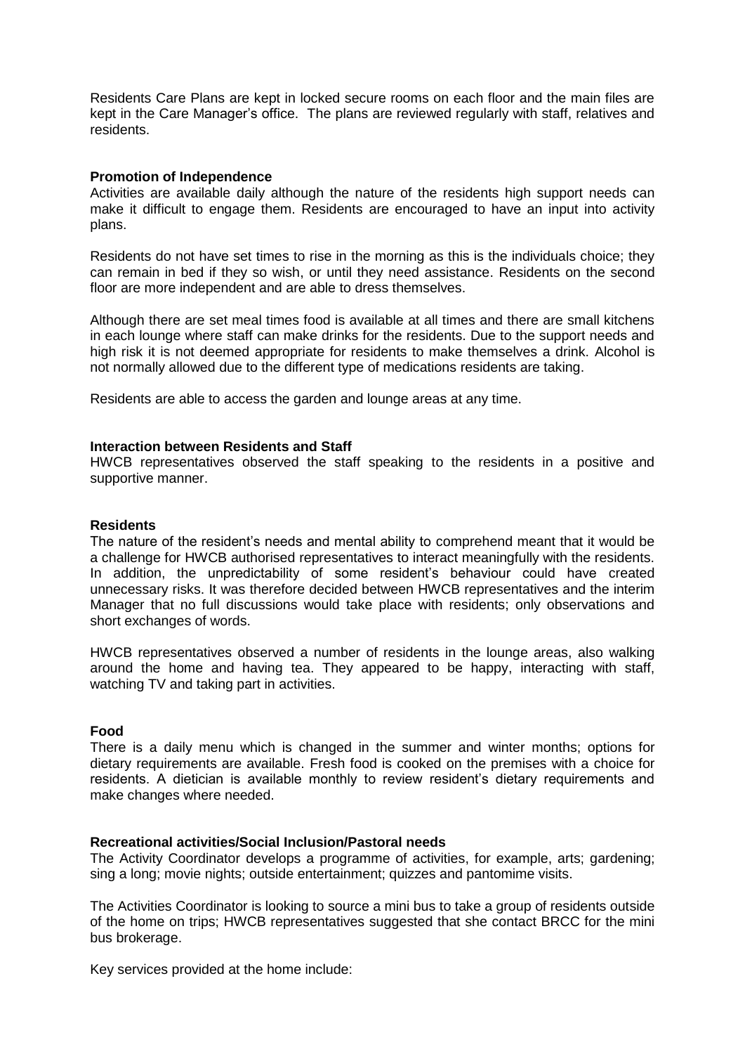Residents Care Plans are kept in locked secure rooms on each floor and the main files are kept in the Care Manager's office. The plans are reviewed regularly with staff, relatives and residents.

**Promotion of Independence**

Activities are available daily although the nature of the residents high support needs can make it difficult to engage them. Residents are encouraged to have an input into activity plans.

Residents do not have set times to rise in the morning as this is the individuals choice; they can remain in bed if they so wish, or until they need assistance. Residents on the second floor are more independent and are able to dress themselves.

Although there are set meal times food is available at all times and there are small kitchens in each lounge where staff can make drinks for the residents. Due to the support needs and high risk it is not deemed appropriate for residents to make themselves a drink. Alcohol is not normally allowed due to the different type of medications residents are taking.

Residents are able to access the garden and lounge areas at any time.

**Interaction between Residents and Staff**

HWCB representatives observed the staff speaking to the residents in a positive and supportive manner.

**Residents**

The nature of the resident's needs and mental ability to comprehend meant that it would be a challenge for HWCB authorised representatives to interact meaningfully with the residents. In addition, the unpredictability of some resident's behaviour could have created unnecessary risks. It was therefore decided between HWCB representatives and the interim Manager that no full discussions would take place with residents; only observations and short exchanges of words.

HWCB representatives observed a number of residents in the lounge areas, also walking around the home and having tea. They appeared to be happy, interacting with staff, watching TV and taking part in activities.

**Food**

There is a daily menu which is changed in the summer and winter months; options for dietary requirements are available. Fresh food is cooked on the premises with a choice for residents. A dietician is available monthly to review resident's dietary requirements and make changes where needed.

**Recreational activities/Social Inclusion/Pastoral needs**

The Activity Coordinator develops a programme of activities, for example, arts; gardening; sing a long; movie nights; outside entertainment; quizzes and pantomime visits.

The Activities Coordinator is looking to source a mini bus to take a group of residents outside of the home on trips; HWCB representatives suggested that she contact BRCC for the mini bus brokerage.

Key services provided at the home include: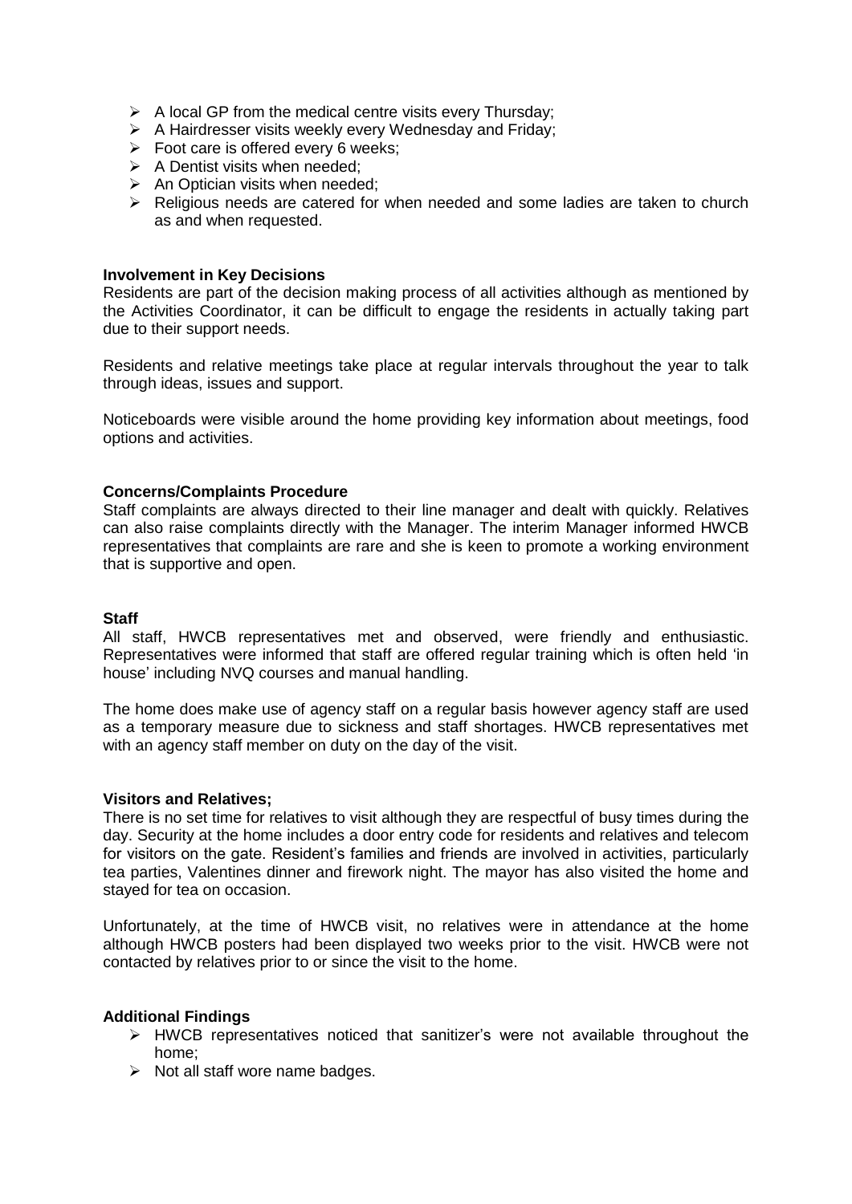- A local GP from the medical centre visits every Thursday;
- A Hairdresser visits weekly every Wednesday and Friday;
- Foot care is offered every 6 weeks;
- A Dentist visits when needed;
- An Optician visits when needed;
- Religious needs are catered for when needed and some ladies are taken to church as and when requested.

**Involvement in Key Decisions**

Residents are part of the decision making process of all activities although as mentioned by the Activities Coordinator, it can be difficult to engage the residents in actually taking part due to their support needs.

Residents and relative meetings take place at regular intervals throughout the year to talk through ideas, issues and support.

Noticeboards were visible around the home providing key information about meetings, food options and activities.

**Concerns/Complaints Procedure**

Staff complaints are always directed to their line manager and dealt with quickly. Relatives can also raise complaints directly with the Manager. The interim Manager informed HWCB representatives that complaints are rare and she is keen to promote a working environment that is supportive and open.

**Staff**

All staff, HWCB representatives met and observed, were friendly and enthusiastic. Representatives were informed that staff are offered regular training which is often held 'in house' including NVQ courses and manual handling.

The home does make use of agency staff on a regular basis however agency staff are used as a temporary measure due to sickness and staff shortages. HWCB representatives met with an agency staff member on duty on the day of the visit.

**Visitors and Relatives;**

There is no set time for relatives to visit although they are respectful of busy times during the day. Security at the home includes a door entry code for residents and relatives and telecom for visitors on the gate. Resident's families and friends are involved in activities, particularly tea parties, Valentines dinner and firework night. The mayor has also visited the home and stayed for tea on occasion.

Unfortunately, at the time of HWCB visit, no relatives were in attendance at the home although HWCB posters had been displayed two weeks prior to the visit. HWCB were not contacted by relatives prior to or since the visit to the home.

**Additional Findings**

- HWCB representatives noticed that sanitizer's were not available throughout the home;
- Not all staff wore name badges.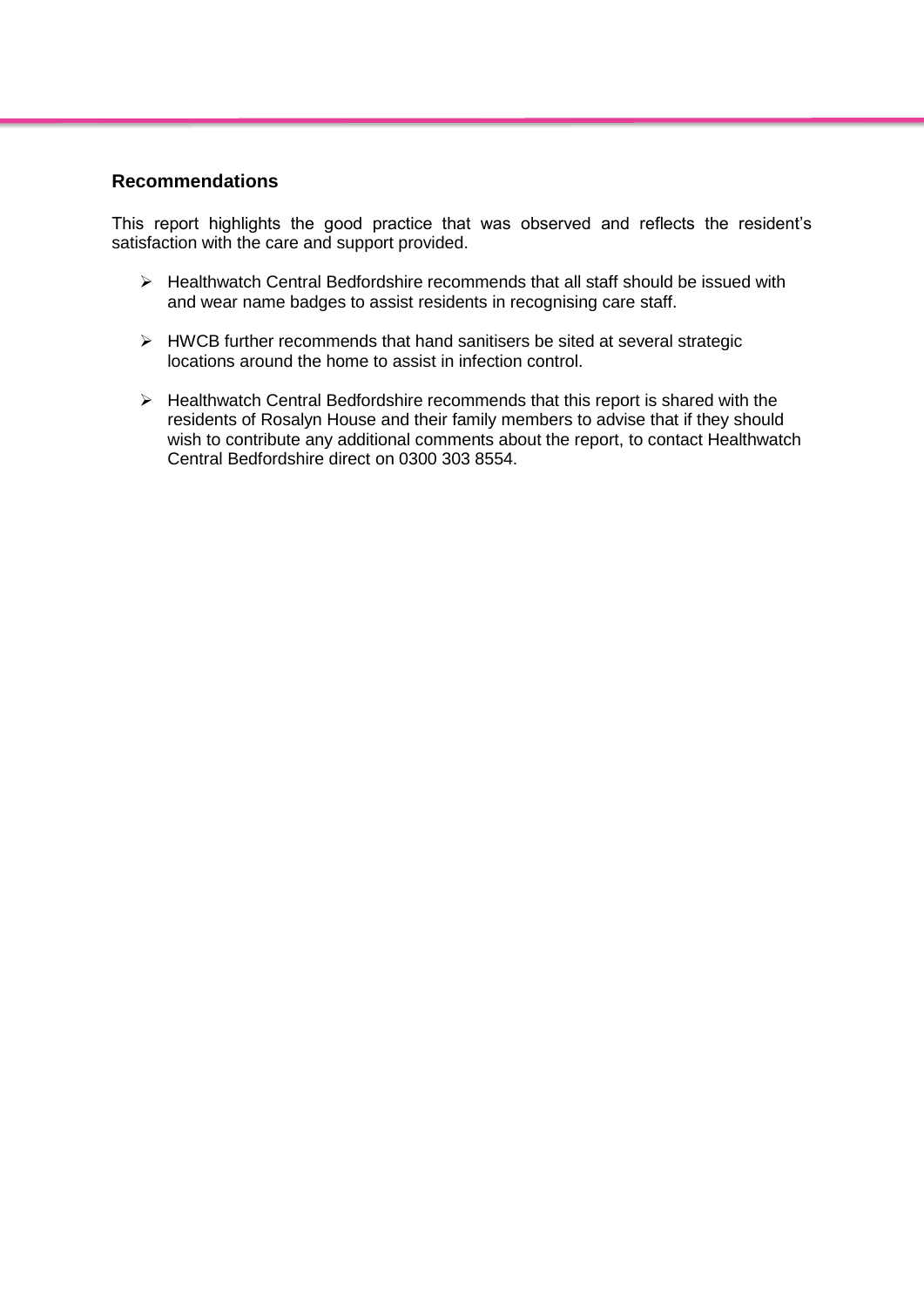## Recommendations

This report highlights the good practice that was observed and reflects the resident's satisfaction with the care and support provided.

- Healthwatch Central Bedfordshire recommends that all staff should be issued with and wear name badges to assist residents in recognising care staff.
- HWCB further recommends that hand sanitisers be sited at several strategic locations around the home to assist in infection control.
- Healthwatch Central Bedfordshire recommends that this report is shared with the residents of Rosalyn House and their family members to advise that if they should wish to contribute any additional comments about the report, to contact Healthwatch Central Bedfordshire direct on 0300 303 8554.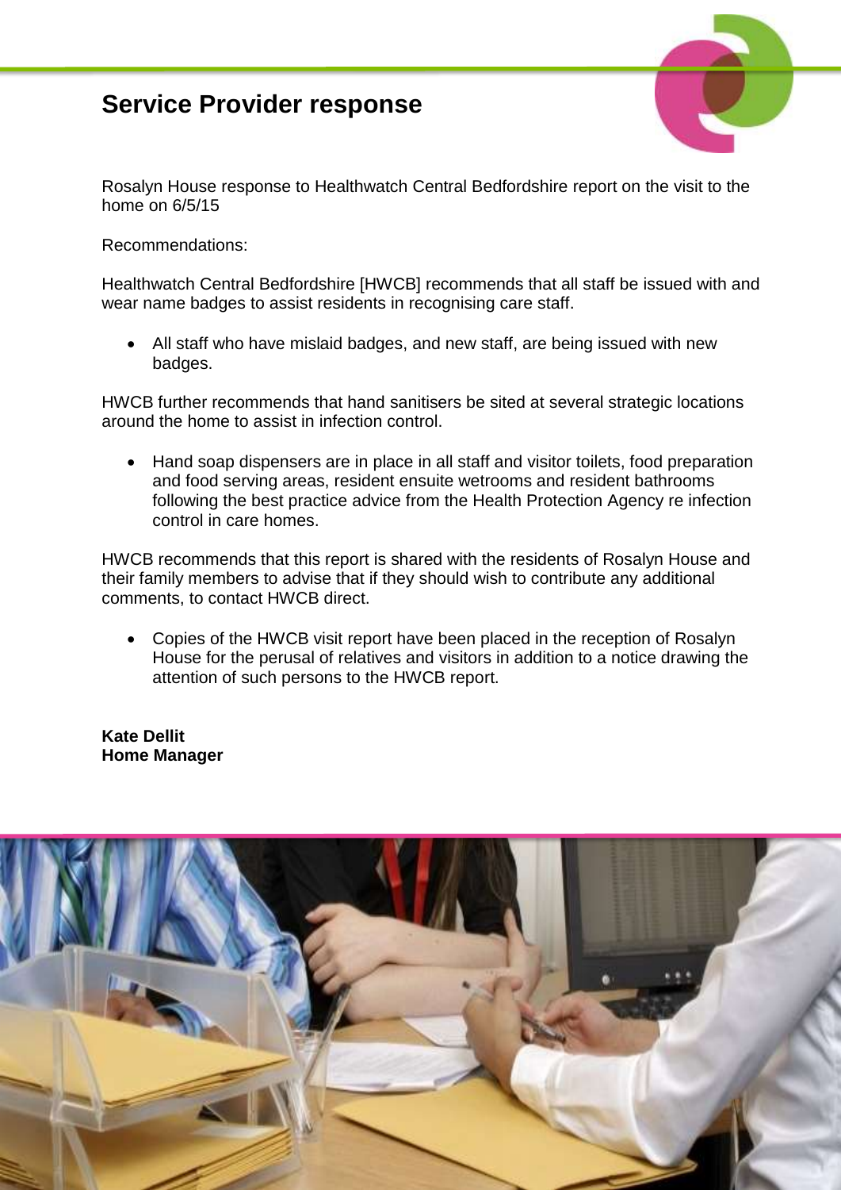# Service Provider response

Rosalyn House response to Healthwatch Central Bedfordshire report on the visit to the home on 6/5/15

Recommendations:

Healthwatch Central Bedfordshire [HWCB] recommends that all staff be issued with and wear name badges to assist residents in recognising care staff.

- All staff who have mislaid badges, and new staff, are being issued with new badges.

HWCB further recommends that hand sanitisers be sited at several strategic locations around the home to assist in infection control.

- Hand soap dispensers are in place in all staff and visitor toilets, food preparation and food serving areas, resident ensuite wetrooms and resident bathrooms following the best practice advice from the Health Protection Agency re infection control in care homes.

HWCB recommends that this report is shared with the residents of Rosalyn House and their family members to advise that if they should wish to contribute any additional comments, to contact HWCB direct.

- Copies of the HWCB visit report have been placed in the reception of Rosalyn House for the perusal of relatives and visitors in addition to a notice drawing the attention of such persons to the HWCB report.

**Kate Dellit**
**Home Manager**